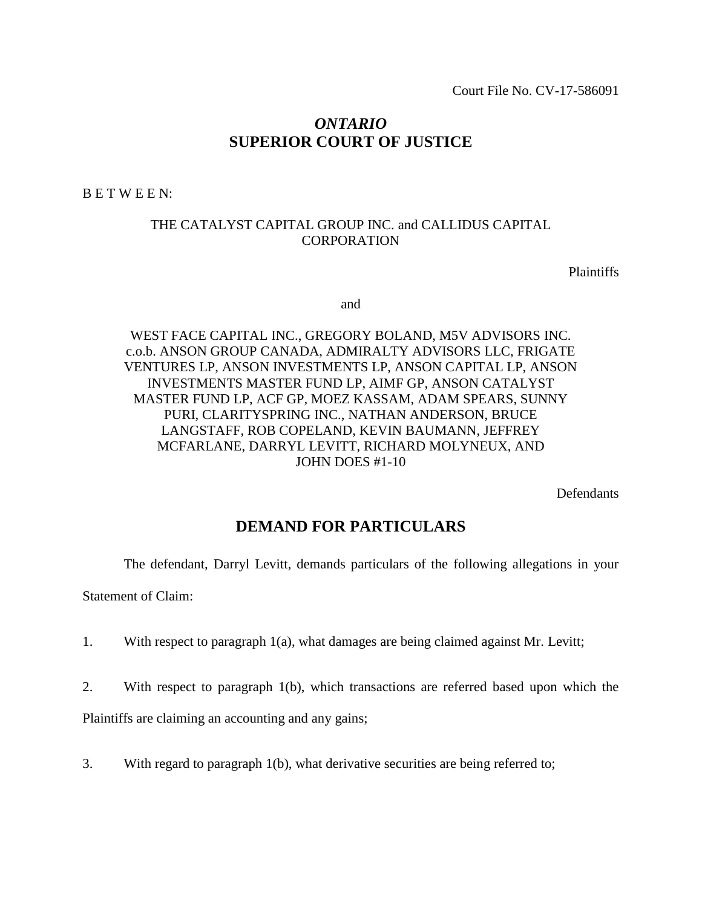Court File No. CV-17-586091

# *ONTARIO*
# SUPERIOR COURT OF JUSTICE

B E T W E E N:

THE CATALYST CAPITAL GROUP INC. and CALLIDUS CAPITAL CORPORATION

Plaintiffs

and

WEST FACE CAPITAL INC., GREGORY BOLAND, M5V ADVISORS INC. c.o.b. ANSON GROUP CANADA, ADMIRALTY ADVISORS LLC, FRIGATE VENTURES LP, ANSON INVESTMENTS LP, ANSON CAPITAL LP, ANSON INVESTMENTS MASTER FUND LP, AIMF GP, ANSON CATALYST MASTER FUND LP, ACF GP, MOEZ KASSAM, ADAM SPEARS, SUNNY PURI, CLARITYSPRING INC., NATHAN ANDERSON, BRUCE LANGSTAFF, ROB COPELAND, KEVIN BAUMANN, JEFFREY MCFARLANE, DARRYL LEVITT, RICHARD MOLYNEUX, AND JOHN DOES #1-10

Defendants

## DEMAND FOR PARTICULARS

The defendant, Darryl Levitt, demands particulars of the following allegations in your Statement of Claim:

1. With respect to paragraph 1(a), what damages are being claimed against Mr. Levitt;

2. With respect to paragraph 1(b), which transactions are referred based upon which the Plaintiffs are claiming an accounting and any gains;

3. With regard to paragraph 1(b), what derivative securities are being referred to;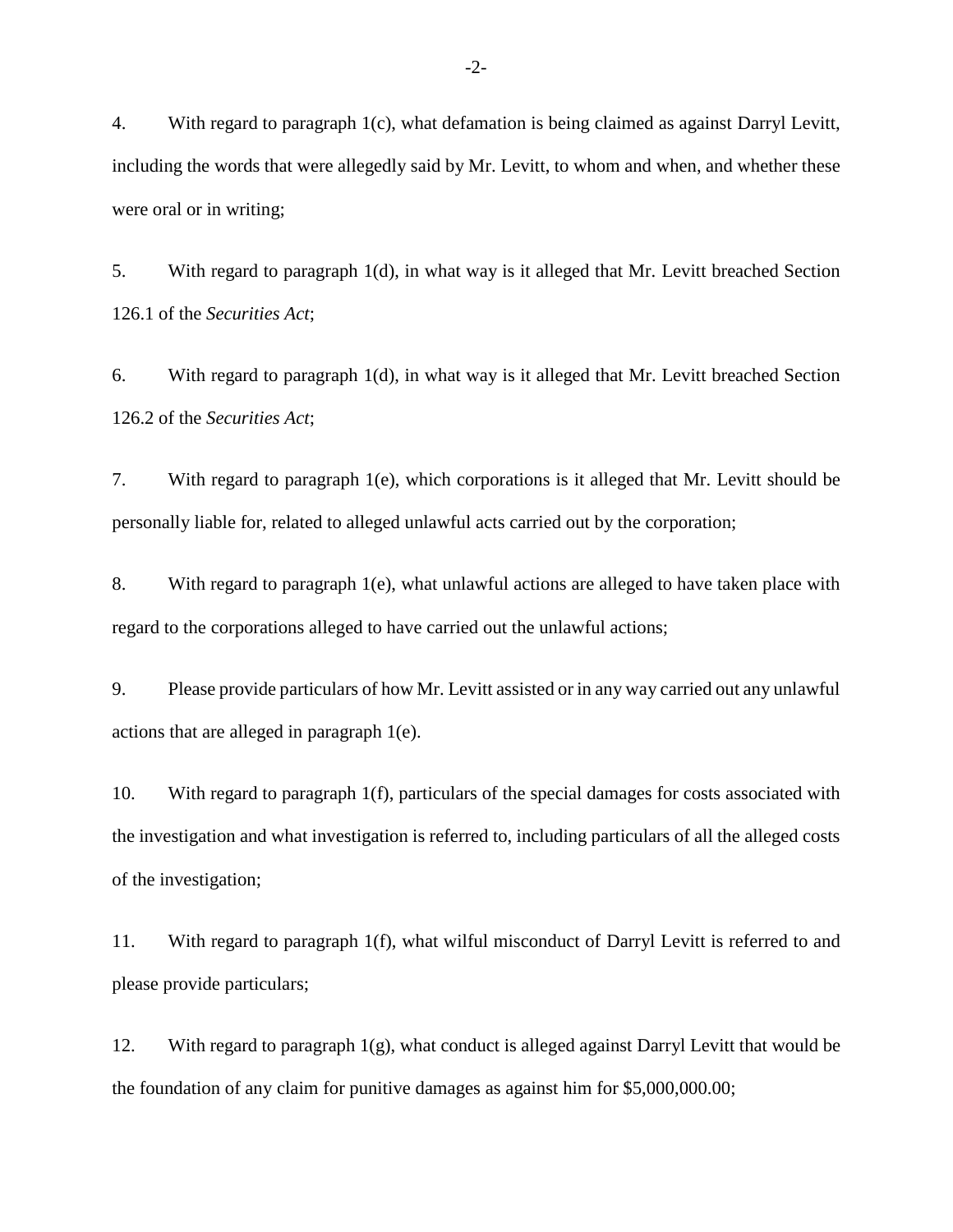4. With regard to paragraph 1(c), what defamation is being claimed as against Darryl Levitt, including the words that were allegedly said by Mr. Levitt, to whom and when, and whether these were oral or in writing;

5. With regard to paragraph 1(d), in what way is it alleged that Mr. Levitt breached Section 126.1 of the *Securities Act*;

6. With regard to paragraph 1(d), in what way is it alleged that Mr. Levitt breached Section 126.2 of the *Securities Act*;

7. With regard to paragraph 1(e), which corporations is it alleged that Mr. Levitt should be personally liable for, related to alleged unlawful acts carried out by the corporation;

8. With regard to paragraph 1(e), what unlawful actions are alleged to have taken place with regard to the corporations alleged to have carried out the unlawful actions;

9. Please provide particulars of how Mr. Levitt assisted or in any way carried out any unlawful actions that are alleged in paragraph 1(e).

10. With regard to paragraph 1(f), particulars of the special damages for costs associated with the investigation and what investigation is referred to, including particulars of all the alleged costs of the investigation;

11. With regard to paragraph 1(f), what wilful misconduct of Darryl Levitt is referred to and please provide particulars;

12. With regard to paragraph 1(g), what conduct is alleged against Darryl Levitt that would be the foundation of any claim for punitive damages as against him for $5,000,000.00;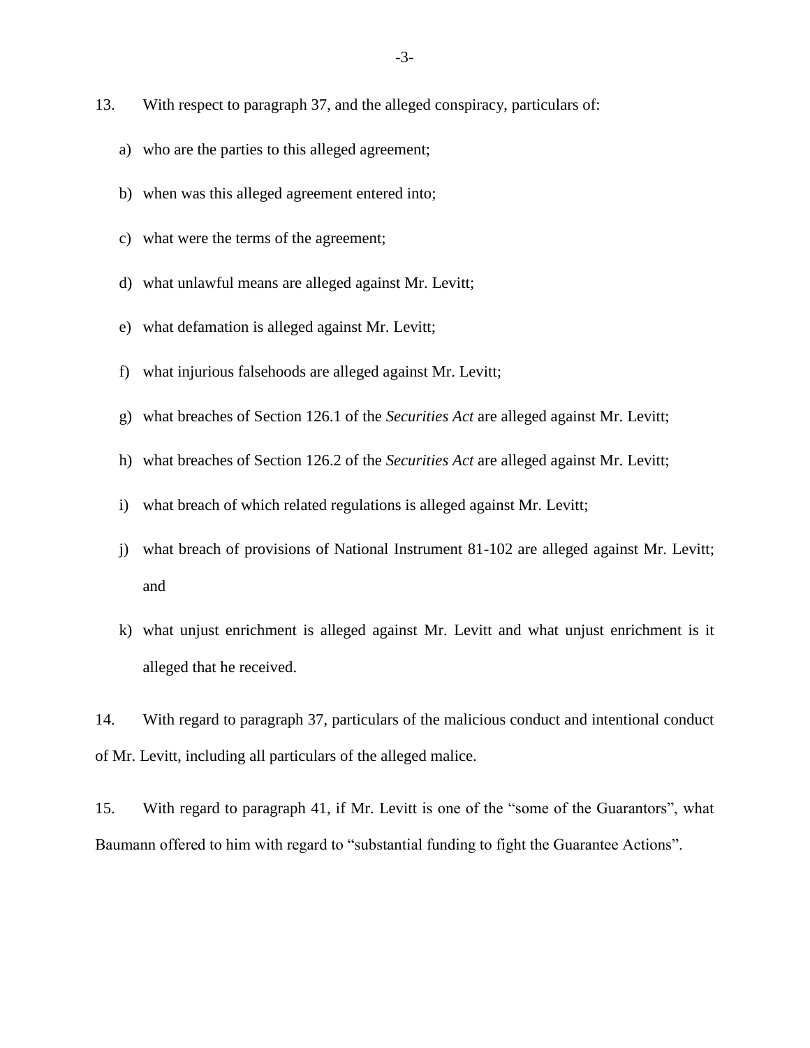13. With respect to paragraph 37, and the alleged conspiracy, particulars of:

   a) who are the parties to this alleged agreement;

   b) when was this alleged agreement entered into;

   c) what were the terms of the agreement;

   d) what unlawful means are alleged against Mr. Levitt;

   e) what defamation is alleged against Mr. Levitt;

   f) what injurious falsehoods are alleged against Mr. Levitt;

   g) what breaches of Section 126.1 of the *Securities Act* are alleged against Mr. Levitt;

   h) what breaches of Section 126.2 of the *Securities Act* are alleged against Mr. Levitt;

   i) what breach of which related regulations is alleged against Mr. Levitt;

   j) what breach of provisions of National Instrument 81-102 are alleged against Mr. Levitt; and

   k) what unjust enrichment is alleged against Mr. Levitt and what unjust enrichment is it alleged that he received.

14. With regard to paragraph 37, particulars of the malicious conduct and intentional conduct of Mr. Levitt, including all particulars of the alleged malice.

15. With regard to paragraph 41, if Mr. Levitt is one of the "some of the Guarantors", what Baumann offered to him with regard to "substantial funding to fight the Guarantee Actions".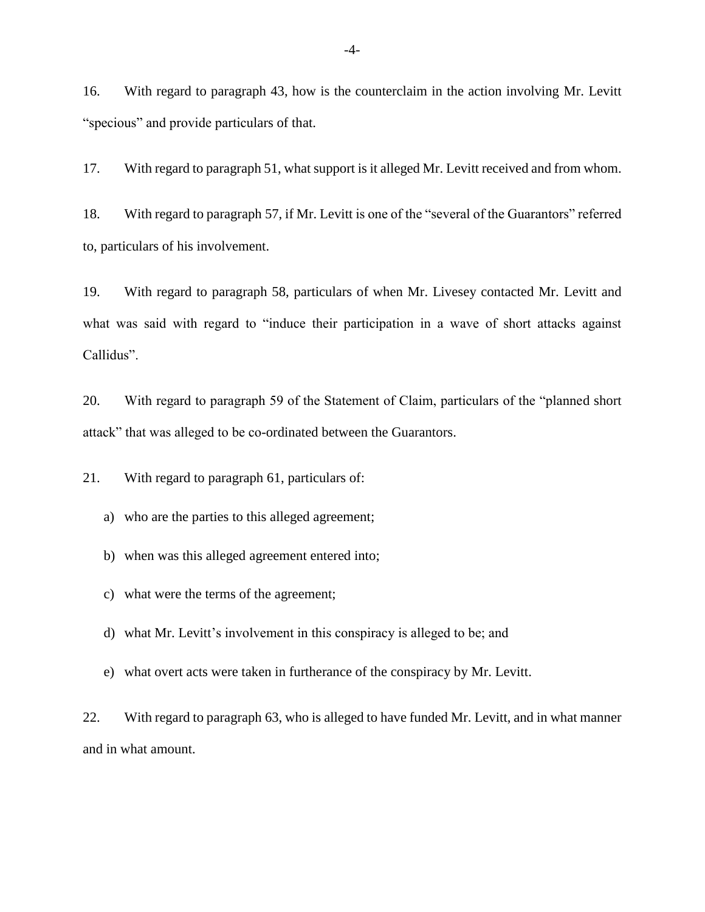16. With regard to paragraph 43, how is the counterclaim in the action involving Mr. Levitt "specious" and provide particulars of that.

17. With regard to paragraph 51, what support is it alleged Mr. Levitt received and from whom.

18. With regard to paragraph 57, if Mr. Levitt is one of the "several of the Guarantors" referred to, particulars of his involvement.

19. With regard to paragraph 58, particulars of when Mr. Livesey contacted Mr. Levitt and what was said with regard to "induce their participation in a wave of short attacks against Callidus".

20. With regard to paragraph 59 of the Statement of Claim, particulars of the "planned short attack" that was alleged to be co-ordinated between the Guarantors.

21. With regard to paragraph 61, particulars of:

a) who are the parties to this alleged agreement;

b) when was this alleged agreement entered into;

c) what were the terms of the agreement;

d) what Mr. Levitt's involvement in this conspiracy is alleged to be; and

e) what overt acts were taken in furtherance of the conspiracy by Mr. Levitt.

22. With regard to paragraph 63, who is alleged to have funded Mr. Levitt, and in what manner and in what amount.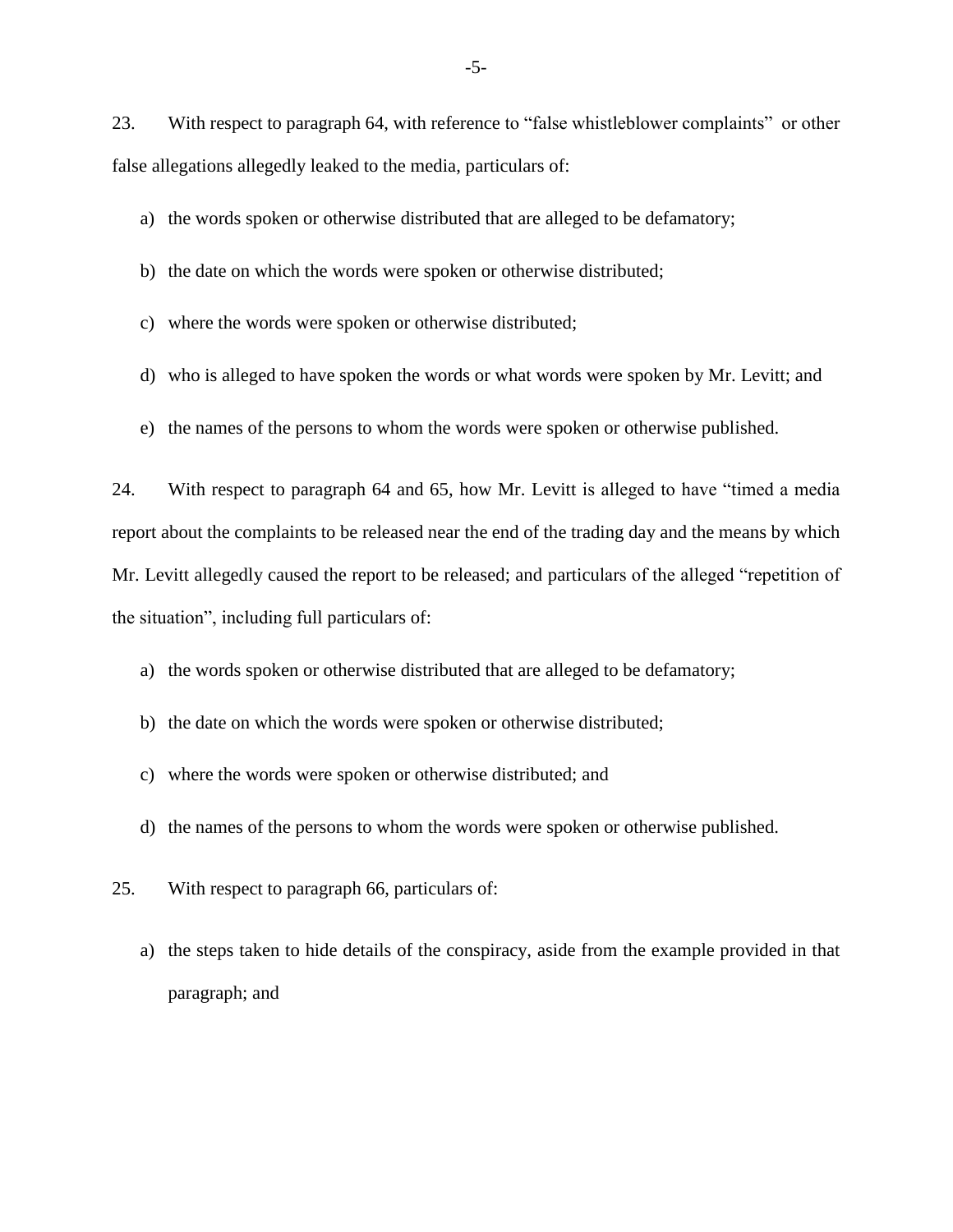23. With respect to paragraph 64, with reference to "false whistleblower complaints" or other false allegations allegedly leaked to the media, particulars of:

   a) the words spoken or otherwise distributed that are alleged to be defamatory;

   b) the date on which the words were spoken or otherwise distributed;

   c) where the words were spoken or otherwise distributed;

   d) who is alleged to have spoken the words or what words were spoken by Mr. Levitt; and

   e) the names of the persons to whom the words were spoken or otherwise published.

24. With respect to paragraph 64 and 65, how Mr. Levitt is alleged to have "timed a media report about the complaints to be released near the end of the trading day and the means by which Mr. Levitt allegedly caused the report to be released; and particulars of the alleged "repetition of the situation", including full particulars of:

   a) the words spoken or otherwise distributed that are alleged to be defamatory;

   b) the date on which the words were spoken or otherwise distributed;

   c) where the words were spoken or otherwise distributed; and

   d) the names of the persons to whom the words were spoken or otherwise published.

25. With respect to paragraph 66, particulars of:

   a) the steps taken to hide details of the conspiracy, aside from the example provided in that paragraph; and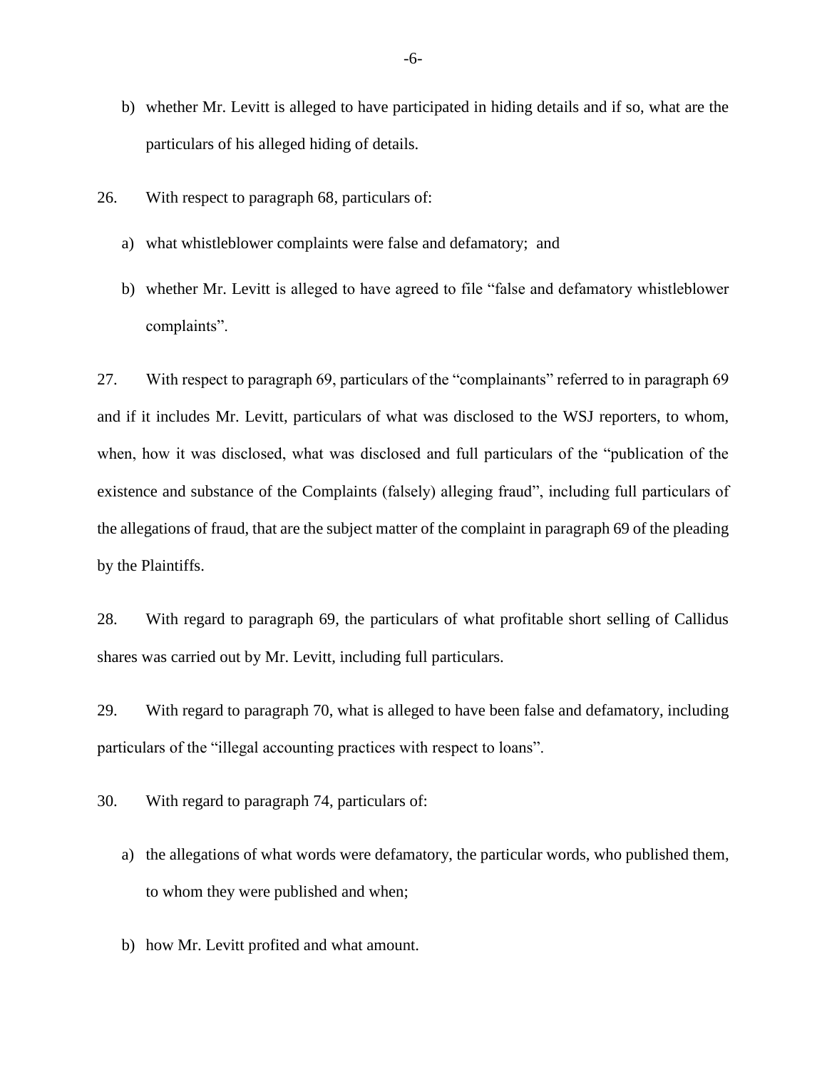b) whether Mr. Levitt is alleged to have participated in hiding details and if so, what are the particulars of his alleged hiding of details.

26. With respect to paragraph 68, particulars of:

a) what whistleblower complaints were false and defamatory; and

b) whether Mr. Levitt is alleged to have agreed to file "false and defamatory whistleblower complaints".

27. With respect to paragraph 69, particulars of the "complainants" referred to in paragraph 69 and if it includes Mr. Levitt, particulars of what was disclosed to the WSJ reporters, to whom, when, how it was disclosed, what was disclosed and full particulars of the "publication of the existence and substance of the Complaints (falsely) alleging fraud", including full particulars of the allegations of fraud, that are the subject matter of the complaint in paragraph 69 of the pleading by the Plaintiffs.

28. With regard to paragraph 69, the particulars of what profitable short selling of Callidus shares was carried out by Mr. Levitt, including full particulars.

29. With regard to paragraph 70, what is alleged to have been false and defamatory, including particulars of the "illegal accounting practices with respect to loans".

30. With regard to paragraph 74, particulars of:

a) the allegations of what words were defamatory, the particular words, who published them, to whom they were published and when;

b) how Mr. Levitt profited and what amount.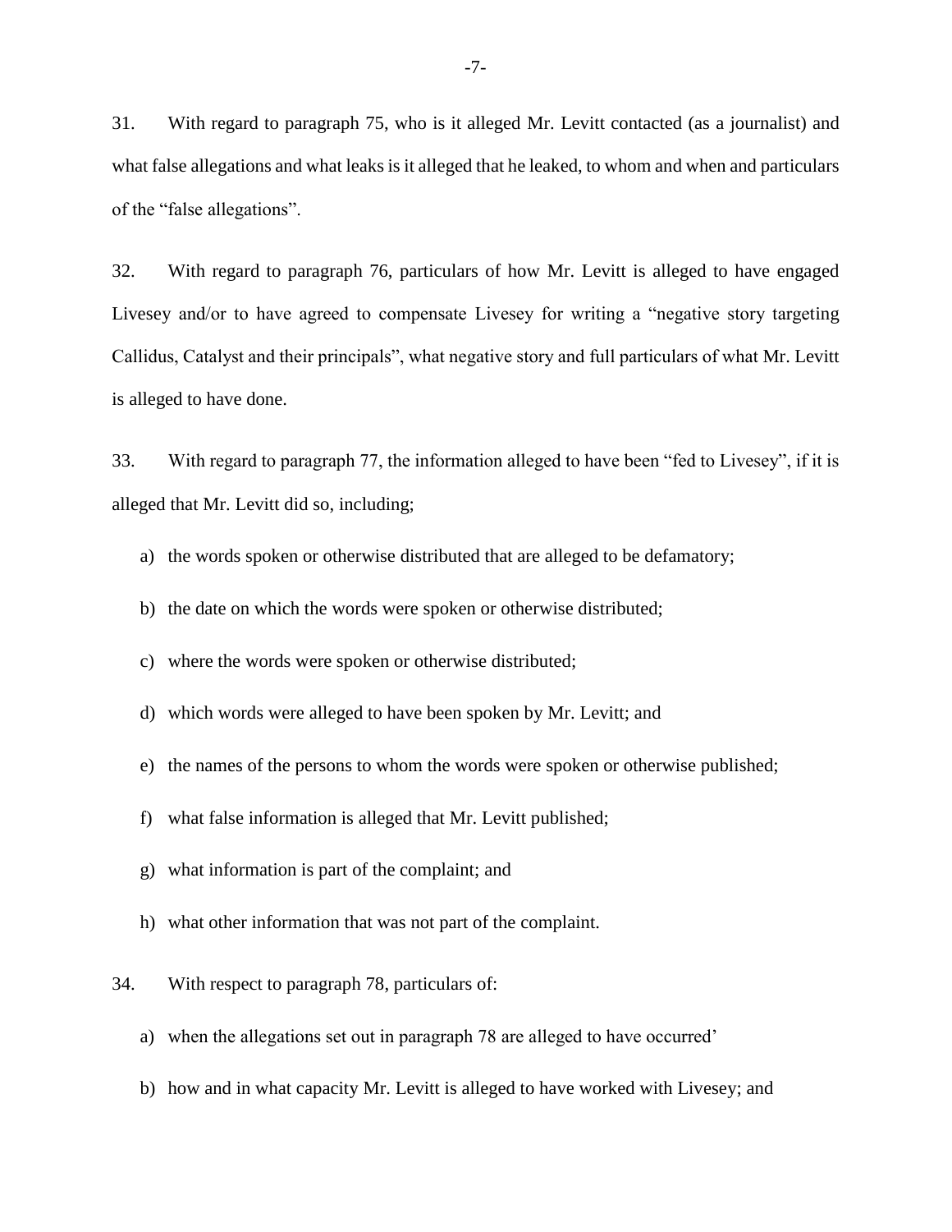31. With regard to paragraph 75, who is it alleged Mr. Levitt contacted (as a journalist) and what false allegations and what leaks is it alleged that he leaked, to whom and when and particulars of the "false allegations".

32. With regard to paragraph 76, particulars of how Mr. Levitt is alleged to have engaged Livesey and/or to have agreed to compensate Livesey for writing a "negative story targeting Callidus, Catalyst and their principals", what negative story and full particulars of what Mr. Levitt is alleged to have done.

33. With regard to paragraph 77, the information alleged to have been "fed to Livesey", if it is alleged that Mr. Levitt did so, including;

a) the words spoken or otherwise distributed that are alleged to be defamatory;

b) the date on which the words were spoken or otherwise distributed;

c) where the words were spoken or otherwise distributed;

d) which words were alleged to have been spoken by Mr. Levitt; and

e) the names of the persons to whom the words were spoken or otherwise published;

f) what false information is alleged that Mr. Levitt published;

g) what information is part of the complaint; and

h) what other information that was not part of the complaint.

34. With respect to paragraph 78, particulars of:

a) when the allegations set out in paragraph 78 are alleged to have occurred'

b) how and in what capacity Mr. Levitt is alleged to have worked with Livesey; and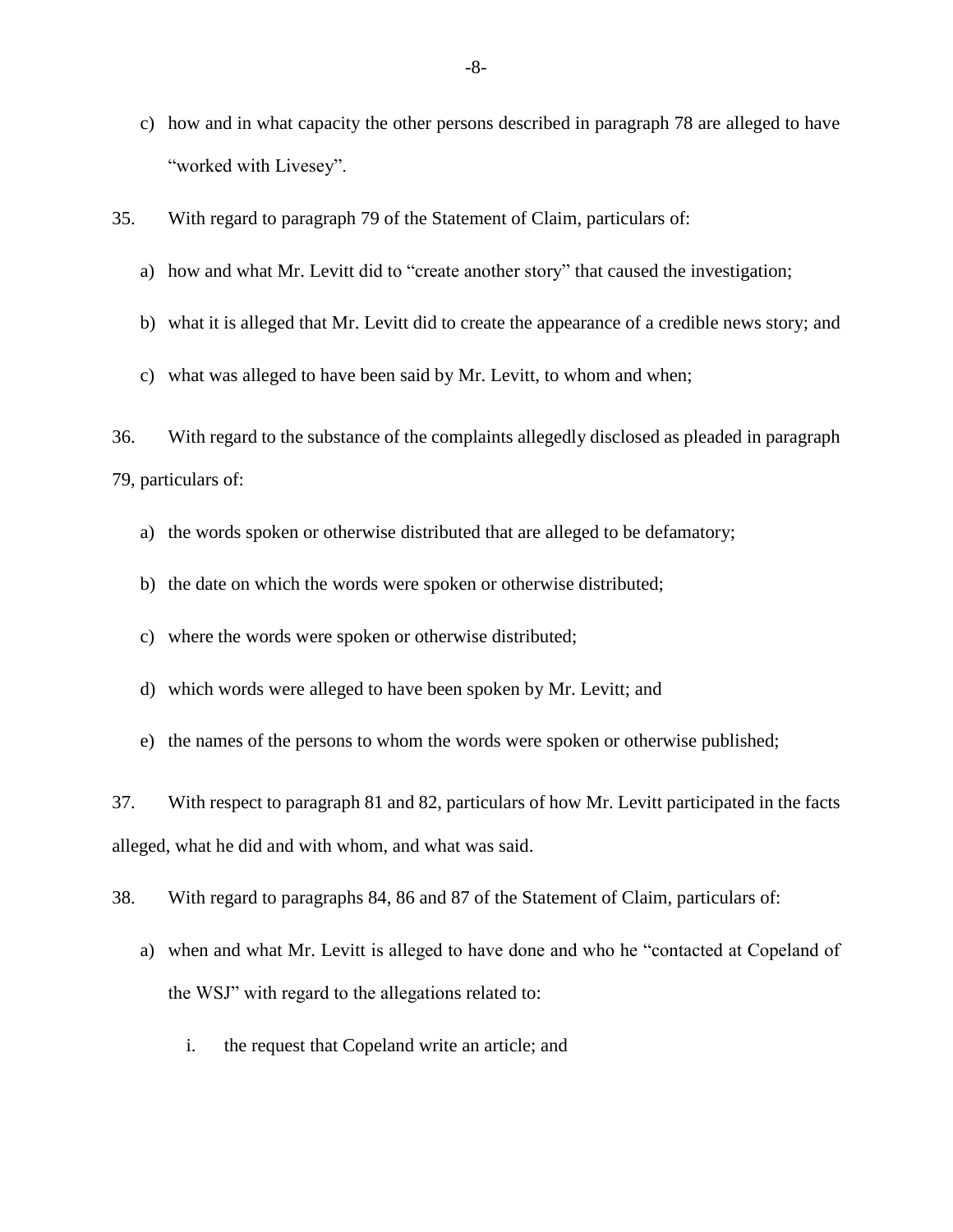c) how and in what capacity the other persons described in paragraph 78 are alleged to have "worked with Livesey".

35. With regard to paragraph 79 of the Statement of Claim, particulars of:

a) how and what Mr. Levitt did to "create another story" that caused the investigation;

b) what it is alleged that Mr. Levitt did to create the appearance of a credible news story; and

c) what was alleged to have been said by Mr. Levitt, to whom and when;

36. With regard to the substance of the complaints allegedly disclosed as pleaded in paragraph 79, particulars of:

a) the words spoken or otherwise distributed that are alleged to be defamatory;

b) the date on which the words were spoken or otherwise distributed;

c) where the words were spoken or otherwise distributed;

d) which words were alleged to have been spoken by Mr. Levitt; and

e) the names of the persons to whom the words were spoken or otherwise published;

37. With respect to paragraph 81 and 82, particulars of how Mr. Levitt participated in the facts alleged, what he did and with whom, and what was said.

38. With regard to paragraphs 84, 86 and 87 of the Statement of Claim, particulars of:

a) when and what Mr. Levitt is alleged to have done and who he "contacted at Copeland of the WSJ" with regard to the allegations related to:

   i. the request that Copeland write an article; and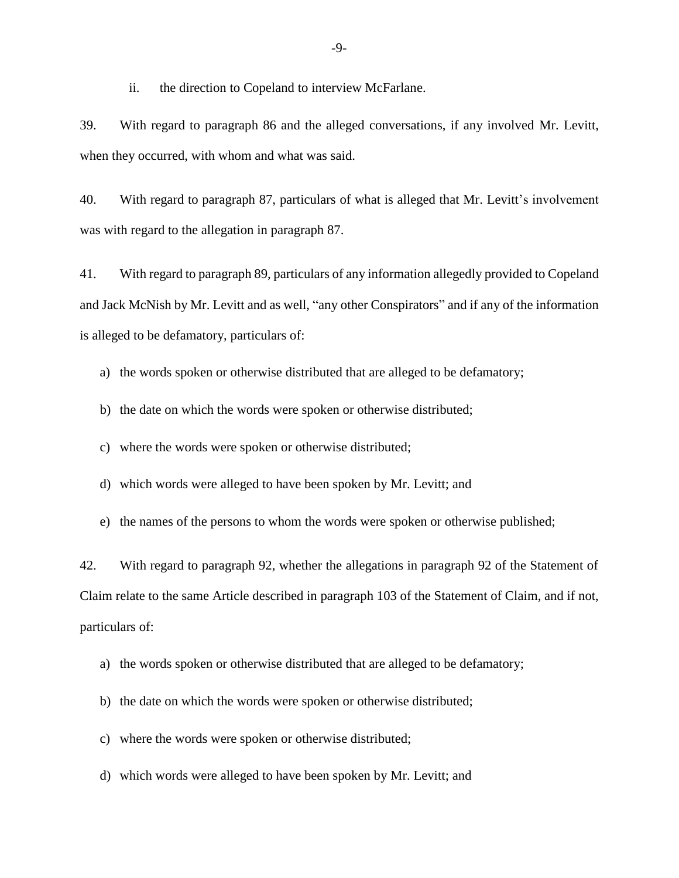ii. the direction to Copeland to interview McFarlane.

39. With regard to paragraph 86 and the alleged conversations, if any involved Mr. Levitt, when they occurred, with whom and what was said.

40. With regard to paragraph 87, particulars of what is alleged that Mr. Levitt's involvement was with regard to the allegation in paragraph 87.

41. With regard to paragraph 89, particulars of any information allegedly provided to Copeland and Jack McNish by Mr. Levitt and as well, "any other Conspirators" and if any of the information is alleged to be defamatory, particulars of:

a) the words spoken or otherwise distributed that are alleged to be defamatory;

b) the date on which the words were spoken or otherwise distributed;

c) where the words were spoken or otherwise distributed;

d) which words were alleged to have been spoken by Mr. Levitt; and

e) the names of the persons to whom the words were spoken or otherwise published;

42. With regard to paragraph 92, whether the allegations in paragraph 92 of the Statement of Claim relate to the same Article described in paragraph 103 of the Statement of Claim, and if not, particulars of:

a) the words spoken or otherwise distributed that are alleged to be defamatory;

b) the date on which the words were spoken or otherwise distributed;

c) where the words were spoken or otherwise distributed;

d) which words were alleged to have been spoken by Mr. Levitt; and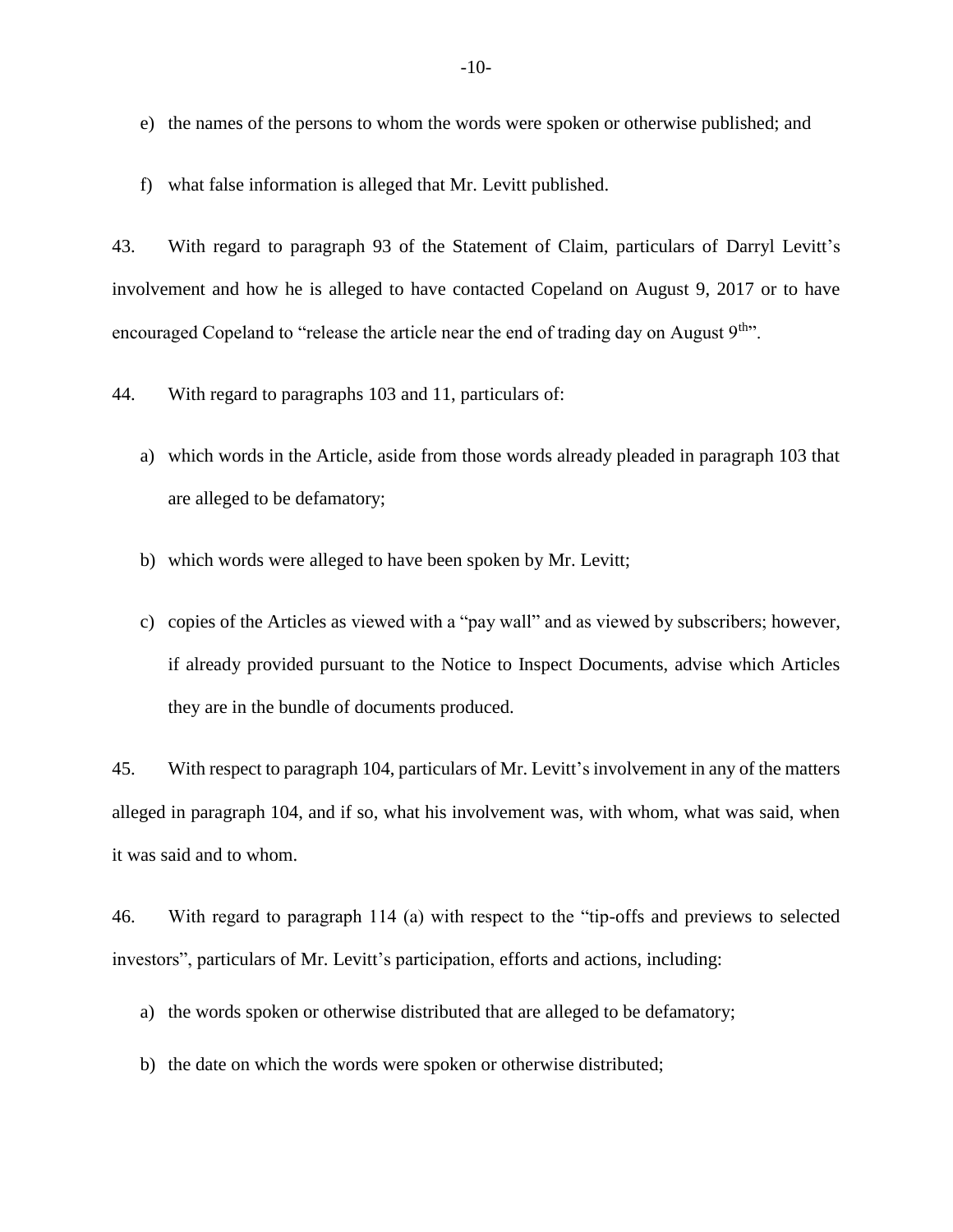e) the names of the persons to whom the words were spoken or otherwise published; and

f) what false information is alleged that Mr. Levitt published.

43. With regard to paragraph 93 of the Statement of Claim, particulars of Darryl Levitt's involvement and how he is alleged to have contacted Copeland on August 9, 2017 or to have encouraged Copeland to "release the article near the end of trading day on August 9th".

44. With regard to paragraphs 103 and 11, particulars of:

a) which words in the Article, aside from those words already pleaded in paragraph 103 that are alleged to be defamatory;

b) which words were alleged to have been spoken by Mr. Levitt;

c) copies of the Articles as viewed with a "pay wall" and as viewed by subscribers; however, if already provided pursuant to the Notice to Inspect Documents, advise which Articles they are in the bundle of documents produced.

45. With respect to paragraph 104, particulars of Mr. Levitt's involvement in any of the matters alleged in paragraph 104, and if so, what his involvement was, with whom, what was said, when it was said and to whom.

46. With regard to paragraph 114 (a) with respect to the "tip-offs and previews to selected investors", particulars of Mr. Levitt's participation, efforts and actions, including:

a) the words spoken or otherwise distributed that are alleged to be defamatory;

b) the date on which the words were spoken or otherwise distributed;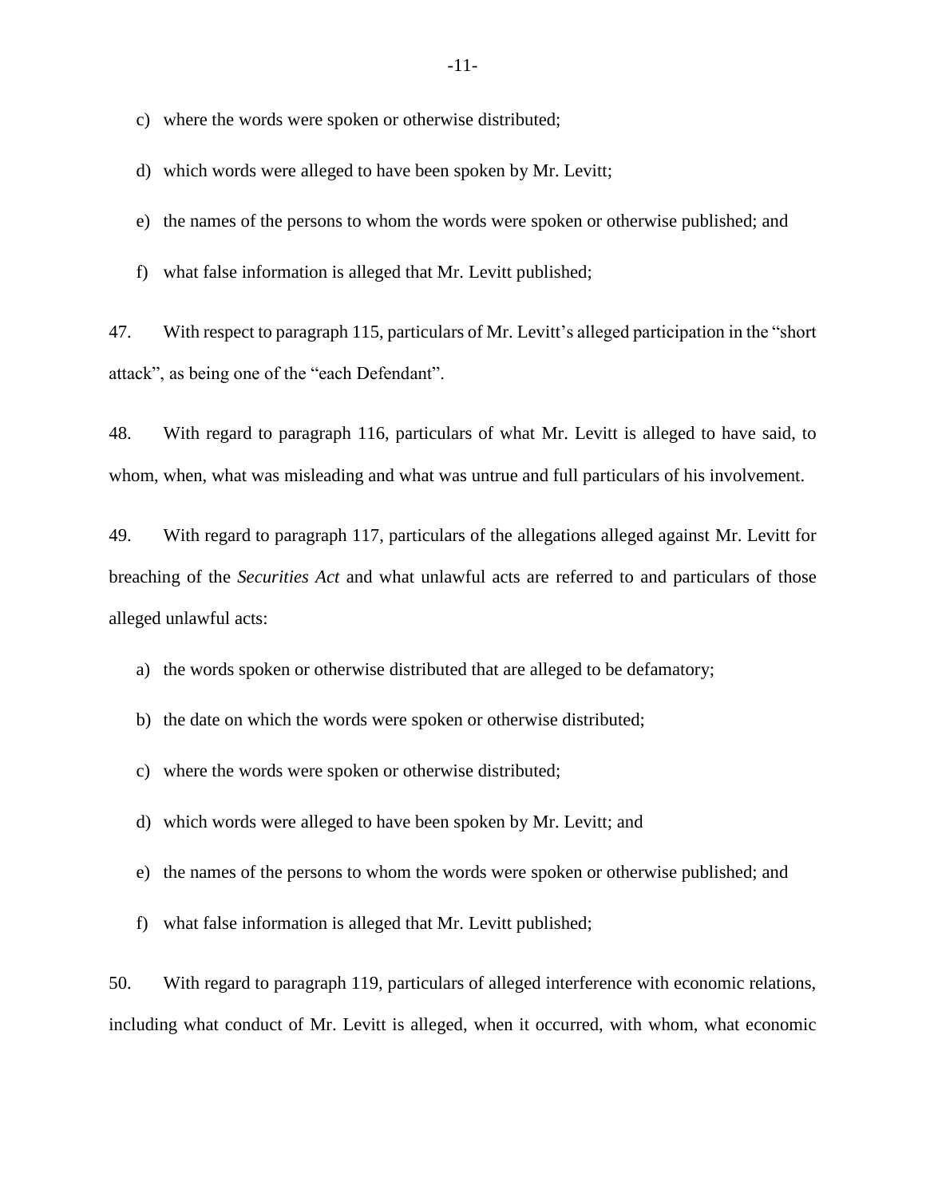c) where the words were spoken or otherwise distributed;

d) which words were alleged to have been spoken by Mr. Levitt;

e) the names of the persons to whom the words were spoken or otherwise published; and

f) what false information is alleged that Mr. Levitt published;

47. With respect to paragraph 115, particulars of Mr. Levitt's alleged participation in the "short attack", as being one of the "each Defendant".

48. With regard to paragraph 116, particulars of what Mr. Levitt is alleged to have said, to whom, when, what was misleading and what was untrue and full particulars of his involvement.

49. With regard to paragraph 117, particulars of the allegations alleged against Mr. Levitt for breaching of the *Securities Act* and what unlawful acts are referred to and particulars of those alleged unlawful acts:

a) the words spoken or otherwise distributed that are alleged to be defamatory;

b) the date on which the words were spoken or otherwise distributed;

c) where the words were spoken or otherwise distributed;

d) which words were alleged to have been spoken by Mr. Levitt; and

e) the names of the persons to whom the words were spoken or otherwise published; and

f) what false information is alleged that Mr. Levitt published;

50. With regard to paragraph 119, particulars of alleged interference with economic relations, including what conduct of Mr. Levitt is alleged, when it occurred, with whom, what economic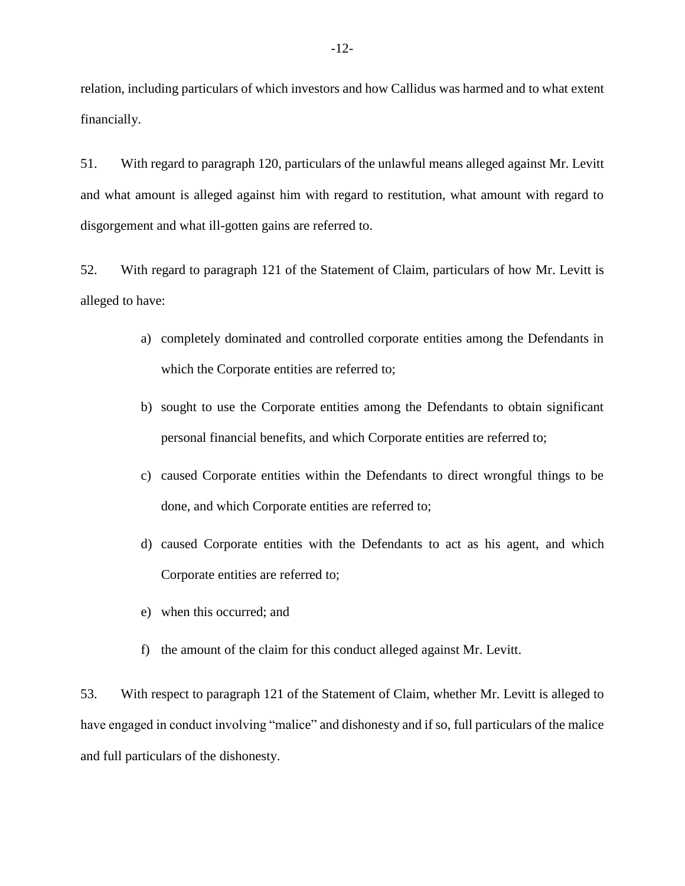relation, including particulars of which investors and how Callidus was harmed and to what extent financially.

51. With regard to paragraph 120, particulars of the unlawful means alleged against Mr. Levitt and what amount is alleged against him with regard to restitution, what amount with regard to disgorgement and what ill-gotten gains are referred to.

52. With regard to paragraph 121 of the Statement of Claim, particulars of how Mr. Levitt is alleged to have:

a) completely dominated and controlled corporate entities among the Defendants in which the Corporate entities are referred to;

b) sought to use the Corporate entities among the Defendants to obtain significant personal financial benefits, and which Corporate entities are referred to;

c) caused Corporate entities within the Defendants to direct wrongful things to be done, and which Corporate entities are referred to;

d) caused Corporate entities with the Defendants to act as his agent, and which Corporate entities are referred to;

e) when this occurred; and

f) the amount of the claim for this conduct alleged against Mr. Levitt.

53. With respect to paragraph 121 of the Statement of Claim, whether Mr. Levitt is alleged to have engaged in conduct involving "malice" and dishonesty and if so, full particulars of the malice and full particulars of the dishonesty.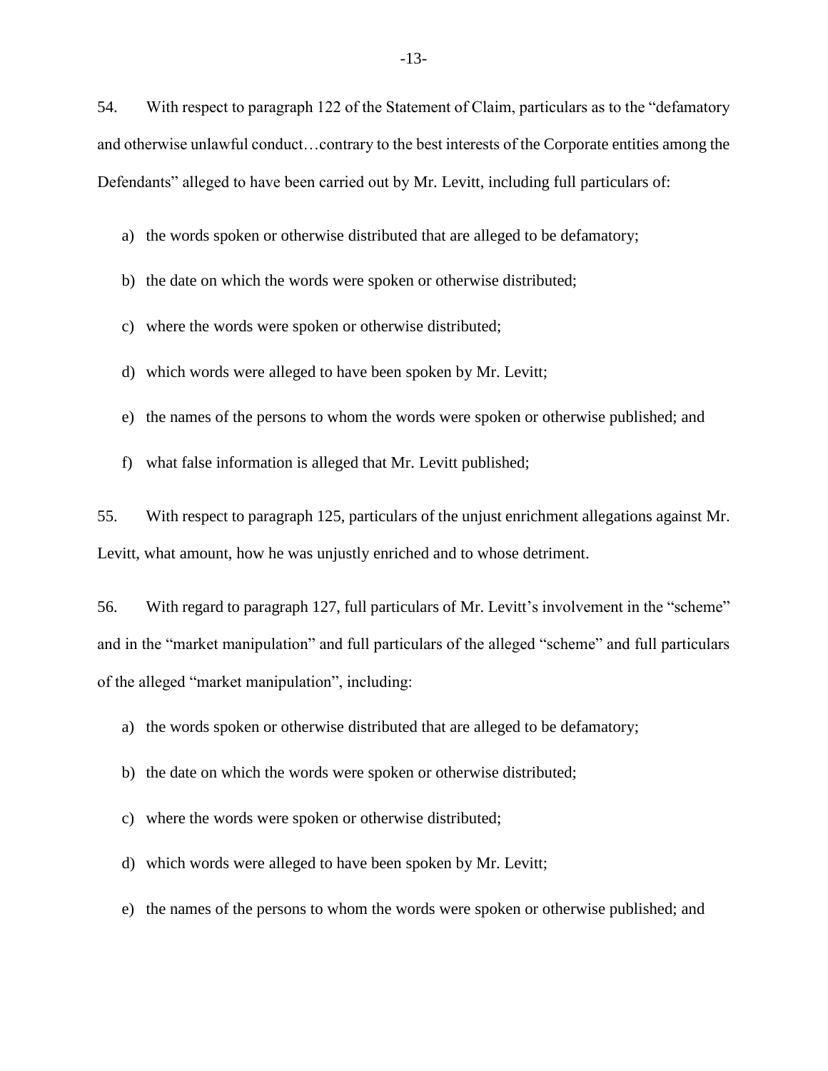54. With respect to paragraph 122 of the Statement of Claim, particulars as to the "defamatory and otherwise unlawful conduct…contrary to the best interests of the Corporate entities among the Defendants" alleged to have been carried out by Mr. Levitt, including full particulars of:

a) the words spoken or otherwise distributed that are alleged to be defamatory;

b) the date on which the words were spoken or otherwise distributed;

c) where the words were spoken or otherwise distributed;

d) which words were alleged to have been spoken by Mr. Levitt;

e) the names of the persons to whom the words were spoken or otherwise published; and

f) what false information is alleged that Mr. Levitt published;

55. With respect to paragraph 125, particulars of the unjust enrichment allegations against Mr. Levitt, what amount, how he was unjustly enriched and to whose detriment.

56. With regard to paragraph 127, full particulars of Mr. Levitt's involvement in the "scheme" and in the "market manipulation" and full particulars of the alleged "scheme" and full particulars of the alleged "market manipulation", including:

a) the words spoken or otherwise distributed that are alleged to be defamatory;

b) the date on which the words were spoken or otherwise distributed;

c) where the words were spoken or otherwise distributed;

d) which words were alleged to have been spoken by Mr. Levitt;

e) the names of the persons to whom the words were spoken or otherwise published; and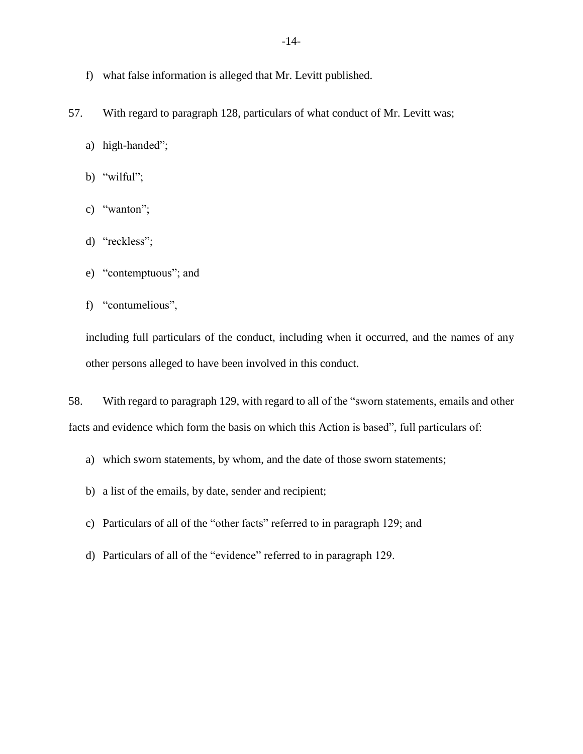f) what false information is alleged that Mr. Levitt published.

57. With regard to paragraph 128, particulars of what conduct of Mr. Levitt was;

a) high-handed";

b) "wilful";

c) "wanton";

d) "reckless";

e) "contemptuous"; and

f) "contumelious",

including full particulars of the conduct, including when it occurred, and the names of any other persons alleged to have been involved in this conduct.

58. With regard to paragraph 129, with regard to all of the "sworn statements, emails and other facts and evidence which form the basis on which this Action is based", full particulars of:

a) which sworn statements, by whom, and the date of those sworn statements;

b) a list of the emails, by date, sender and recipient;

c) Particulars of all of the "other facts" referred to in paragraph 129; and

d) Particulars of all of the "evidence" referred to in paragraph 129.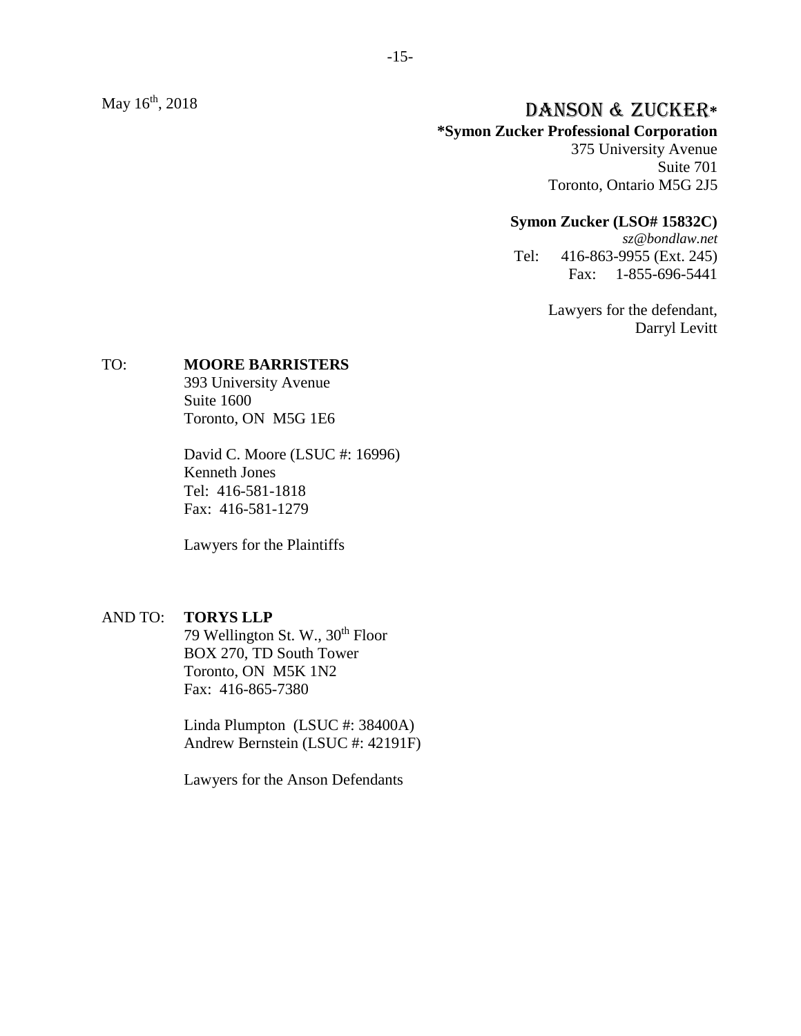May 16th, 2018

**DANSON & ZUCKER***

***Symon Zucker Professional Corporation**
375 University Avenue
Suite 701
Toronto, Ontario M5G 2J5

**Symon Zucker (LSO# 15832C)**
*sz@bondlaw.net*
Tel: 416-863-9955 (Ext. 245)
Fax: 1-855-696-5441

Lawyers for the defendant,
Darryl Levitt

TO: **MOORE BARRISTERS**
393 University Avenue
Suite 1600
Toronto, ON M5G 1E6

David C. Moore (LSUC #: 16996)
Kenneth Jones
Tel: 416-581-1818
Fax: 416-581-1279

Lawyers for the Plaintiffs

AND TO: **TORYS LLP**
79 Wellington St. W., 30th Floor
BOX 270, TD South Tower
Toronto, ON M5K 1N2
Fax: 416-865-7380

Linda Plumpton (LSUC #: 38400A)
Andrew Bernstein (LSUC #: 42191F)

Lawyers for the Anson Defendants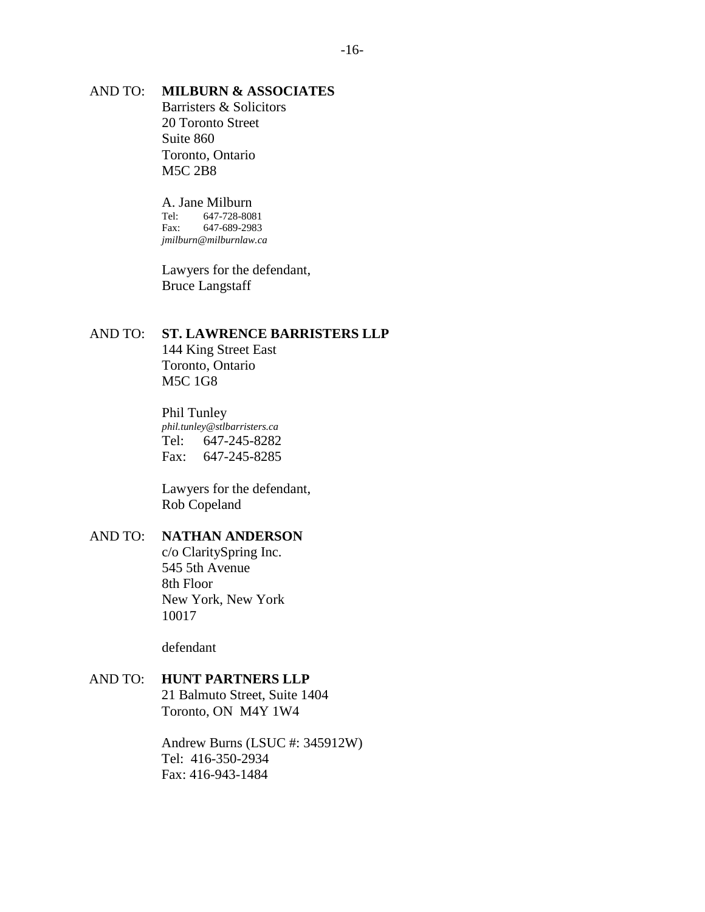AND TO: **MILBURN & ASSOCIATES**
Barristers & Solicitors
20 Toronto Street
Suite 860
Toronto, Ontario
M5C 2B8

A. Jane Milburn
Tel: 647-728-8081
Fax: 647-689-2983
*jmilburn@milburnlaw.ca*

Lawyers for the defendant,
Bruce Langstaff

AND TO: **ST. LAWRENCE BARRISTERS LLP**
144 King Street East
Toronto, Ontario
M5C 1G8

Phil Tunley
*phil.tunley@stlbarristers.ca*
Tel: 647-245-8282
Fax: 647-245-8285

Lawyers for the defendant,
Rob Copeland

AND TO: **NATHAN ANDERSON**
c/o ClaritySpring Inc.
545 5th Avenue
8th Floor
New York, New York
10017

defendant

AND TO: **HUNT PARTNERS LLP**
21 Balmuto Street, Suite 1404
Toronto, ON M4Y 1W4

Andrew Burns (LSUC #: 345912W)
Tel: 416-350-2934
Fax: 416-943-1484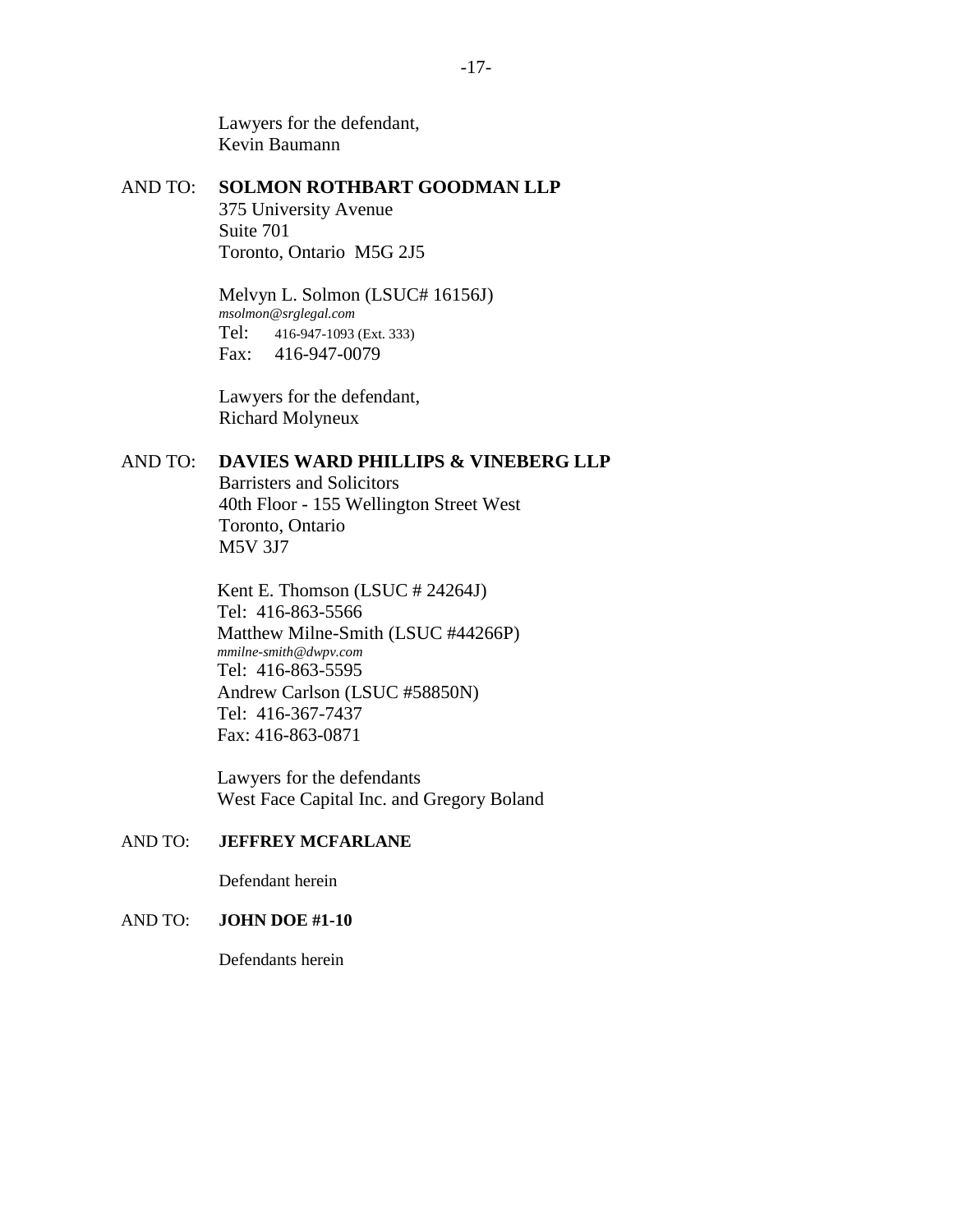Lawyers for the defendant,
Kevin Baumann

AND TO: **SOLMON ROTHBART GOODMAN LLP**
375 University Avenue
Suite 701
Toronto, Ontario M5G 2J5

Melvyn L. Solmon (LSUC# 16156J)
*msolmon@srglegal.com*
Tel: 416-947-1093 (Ext. 333)
Fax: 416-947-0079

Lawyers for the defendant,
Richard Molyneux

AND TO: **DAVIES WARD PHILLIPS & VINEBERG LLP**
Barristers and Solicitors
40th Floor - 155 Wellington Street West
Toronto, Ontario
M5V 3J7

Kent E. Thomson (LSUC # 24264J)
Tel: 416-863-5566
Matthew Milne-Smith (LSUC #44266P)
*mmilne-smith@dwpv.com*
Tel: 416-863-5595
Andrew Carlson (LSUC #58850N)
Tel: 416-367-7437
Fax: 416-863-0871

Lawyers for the defendants
West Face Capital Inc. and Gregory Boland

AND TO: **JEFFREY MCFARLANE**

Defendant herein

AND TO: **JOHN DOE #1-10**

Defendants herein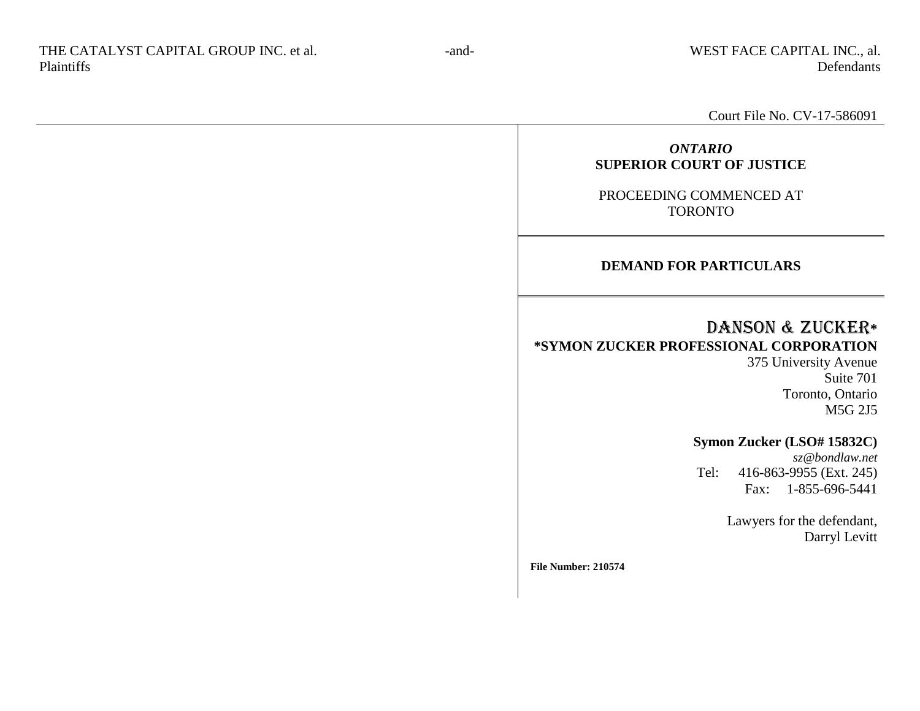THE CATALYST CAPITAL GROUP INC. et al.
Plaintiffs

-and-

WEST FACE CAPITAL INC., al.
Defendants

Court File No. CV-17-586091

***ONTARIO***
**SUPERIOR COURT OF JUSTICE**

PROCEEDING COMMENCED AT
TORONTO

**DEMAND FOR PARTICULARS**

DANSON & ZUCKER*
**\*SYMON ZUCKER PROFESSIONAL CORPORATION**
375 University Avenue
Suite 701
Toronto, Ontario
M5G 2J5

**Symon Zucker (LSO# 15832C)**
*sz@bondlaw.net*
Tel: 416-863-9955 (Ext. 245)
Fax: 1-855-696-5441

Lawyers for the defendant,
Darryl Levitt

**File Number: 210574**